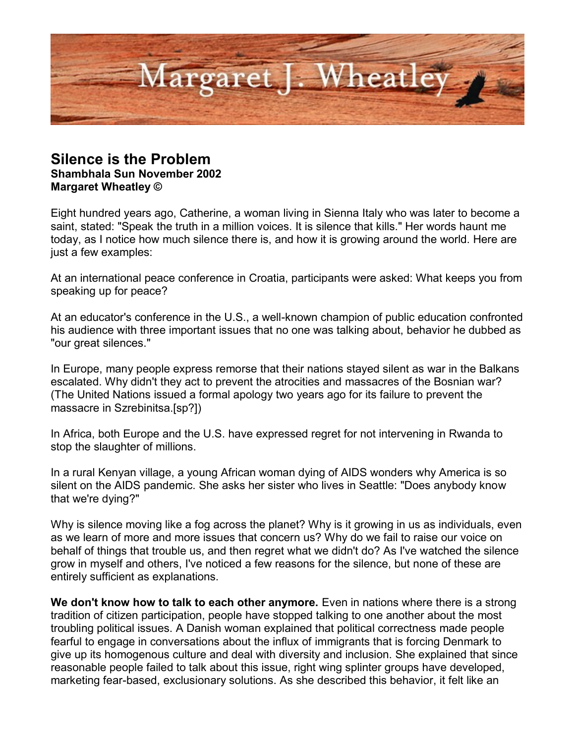# Margaret J. Wheatley

## Silence is the Problem

**Shambhala Sun November 2002**
**Margaret Wheatley ©**

Eight hundred years ago, Catherine, a woman living in Sienna Italy who was later to become a saint, stated: "Speak the truth in a million voices. It is silence that kills." Her words haunt me today, as I notice how much silence there is, and how it is growing around the world. Here are just a few examples:

At an international peace conference in Croatia, participants were asked: What keeps you from speaking up for peace?

At an educator's conference in the U.S., a well-known champion of public education confronted his audience with three important issues that no one was talking about, behavior he dubbed as "our great silences."

In Europe, many people express remorse that their nations stayed silent as war in the Balkans escalated. Why didn't they act to prevent the atrocities and massacres of the Bosnian war? (The United Nations issued a formal apology two years ago for its failure to prevent the massacre in Szrebinitsa.[sp?])

In Africa, both Europe and the U.S. have expressed regret for not intervening in Rwanda to stop the slaughter of millions.

In a rural Kenyan village, a young African woman dying of AIDS wonders why America is so silent on the AIDS pandemic. She asks her sister who lives in Seattle: "Does anybody know that we're dying?"

Why is silence moving like a fog across the planet? Why is it growing in us as individuals, even as we learn of more and more issues that concern us? Why do we fail to raise our voice on behalf of things that trouble us, and then regret what we didn't do? As I've watched the silence grow in myself and others, I've noticed a few reasons for the silence, but none of these are entirely sufficient as explanations.

**We don't know how to talk to each other anymore.** Even in nations where there is a strong tradition of citizen participation, people have stopped talking to one another about the most troubling political issues. A Danish woman explained that political correctness made people fearful to engage in conversations about the influx of immigrants that is forcing Denmark to give up its homogenous culture and deal with diversity and inclusion. She explained that since reasonable people failed to talk about this issue, right wing splinter groups have developed, marketing fear-based, exclusionary solutions. As she described this behavior, it felt like an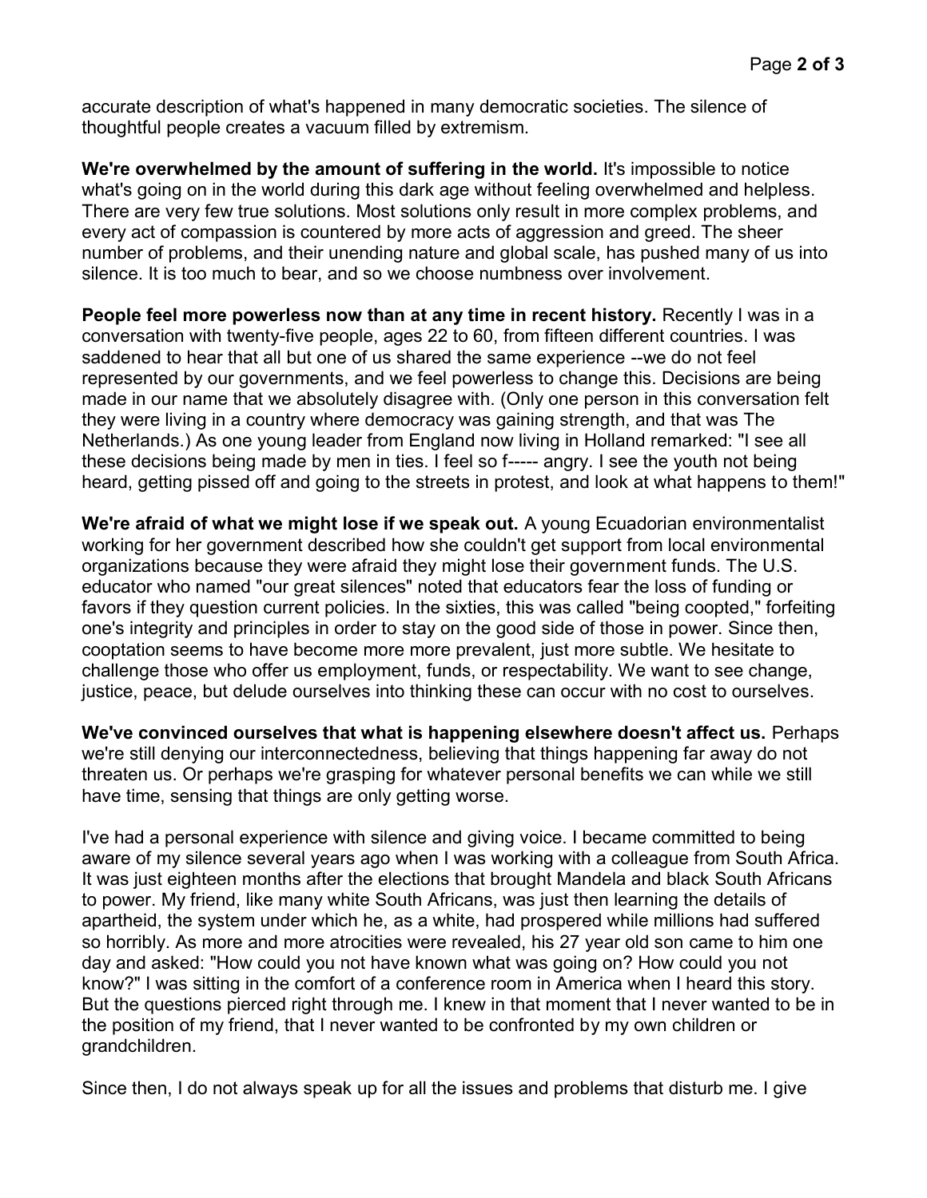accurate description of what's happened in many democratic societies. The silence of thoughtful people creates a vacuum filled by extremism.

**We're overwhelmed by the amount of suffering in the world.** It's impossible to notice what's going on in the world during this dark age without feeling overwhelmed and helpless. There are very few true solutions. Most solutions only result in more complex problems, and every act of compassion is countered by more acts of aggression and greed. The sheer number of problems, and their unending nature and global scale, has pushed many of us into silence. It is too much to bear, and so we choose numbness over involvement.

**People feel more powerless now than at any time in recent history.** Recently I was in a conversation with twenty-five people, ages 22 to 60, from fifteen different countries. I was saddened to hear that all but one of us shared the same experience --we do not feel represented by our governments, and we feel powerless to change this. Decisions are being made in our name that we absolutely disagree with. (Only one person in this conversation felt they were living in a country where democracy was gaining strength, and that was The Netherlands.) As one young leader from England now living in Holland remarked: "I see all these decisions being made by men in ties. I feel so f----- angry. I see the youth not being heard, getting pissed off and going to the streets in protest, and look at what happens to them!"

**We're afraid of what we might lose if we speak out.** A young Ecuadorian environmentalist working for her government described how she couldn't get support from local environmental organizations because they were afraid they might lose their government funds. The U.S. educator who named "our great silences" noted that educators fear the loss of funding or favors if they question current policies. In the sixties, this was called "being coopted," forfeiting one's integrity and principles in order to stay on the good side of those in power. Since then, cooptation seems to have become more more prevalent, just more subtle. We hesitate to challenge those who offer us employment, funds, or respectability. We want to see change, justice, peace, but delude ourselves into thinking these can occur with no cost to ourselves.

**We've convinced ourselves that what is happening elsewhere doesn't affect us.** Perhaps we're still denying our interconnectedness, believing that things happening far away do not threaten us. Or perhaps we're grasping for whatever personal benefits we can while we still have time, sensing that things are only getting worse.

I've had a personal experience with silence and giving voice. I became committed to being aware of my silence several years ago when I was working with a colleague from South Africa. It was just eighteen months after the elections that brought Mandela and black South Africans to power. My friend, like many white South Africans, was just then learning the details of apartheid, the system under which he, as a white, had prospered while millions had suffered so horribly. As more and more atrocities were revealed, his 27 year old son came to him one day and asked: "How could you not have known what was going on? How could you not know?" I was sitting in the comfort of a conference room in America when I heard this story. But the questions pierced right through me. I knew in that moment that I never wanted to be in the position of my friend, that I never wanted to be confronted by my own children or grandchildren.

Since then, I do not always speak up for all the issues and problems that disturb me. I give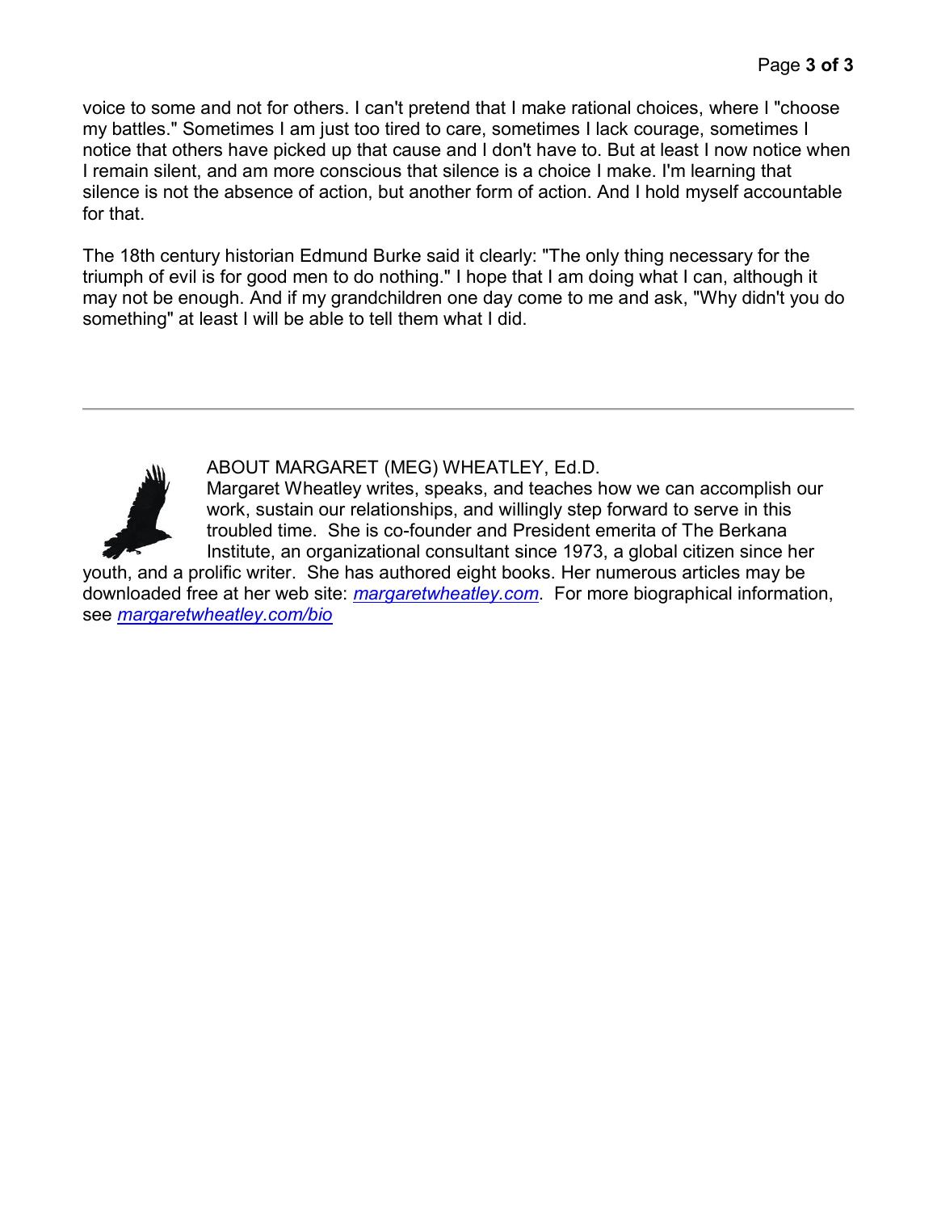voice to some and not for others. I can't pretend that I make rational choices, where I "choose my battles." Sometimes I am just too tired to care, sometimes I lack courage, sometimes I notice that others have picked up that cause and I don't have to. But at least I now notice when I remain silent, and am more conscious that silence is a choice I make. I'm learning that silence is not the absence of action, but another form of action. And I hold myself accountable for that.

The 18th century historian Edmund Burke said it clearly: "The only thing necessary for the triumph of evil is for good men to do nothing." I hope that I am doing what I can, although it may not be enough. And if my grandchildren one day come to me and ask, "Why didn't you do something" at least I will be able to tell them what I did.

---

ABOUT MARGARET (MEG) WHEATLEY, Ed.D.

Margaret Wheatley writes, speaks, and teaches how we can accomplish our work, sustain our relationships, and willingly step forward to serve in this troubled time. She is co-founder and President emerita of The Berkana Institute, an organizational consultant since 1973, a global citizen since her youth, and a prolific writer. She has authored eight books. Her numerous articles may be downloaded free at her web site: *margaretwheatley.com*. For more biographical information, see *margaretwheatley.com/bio*